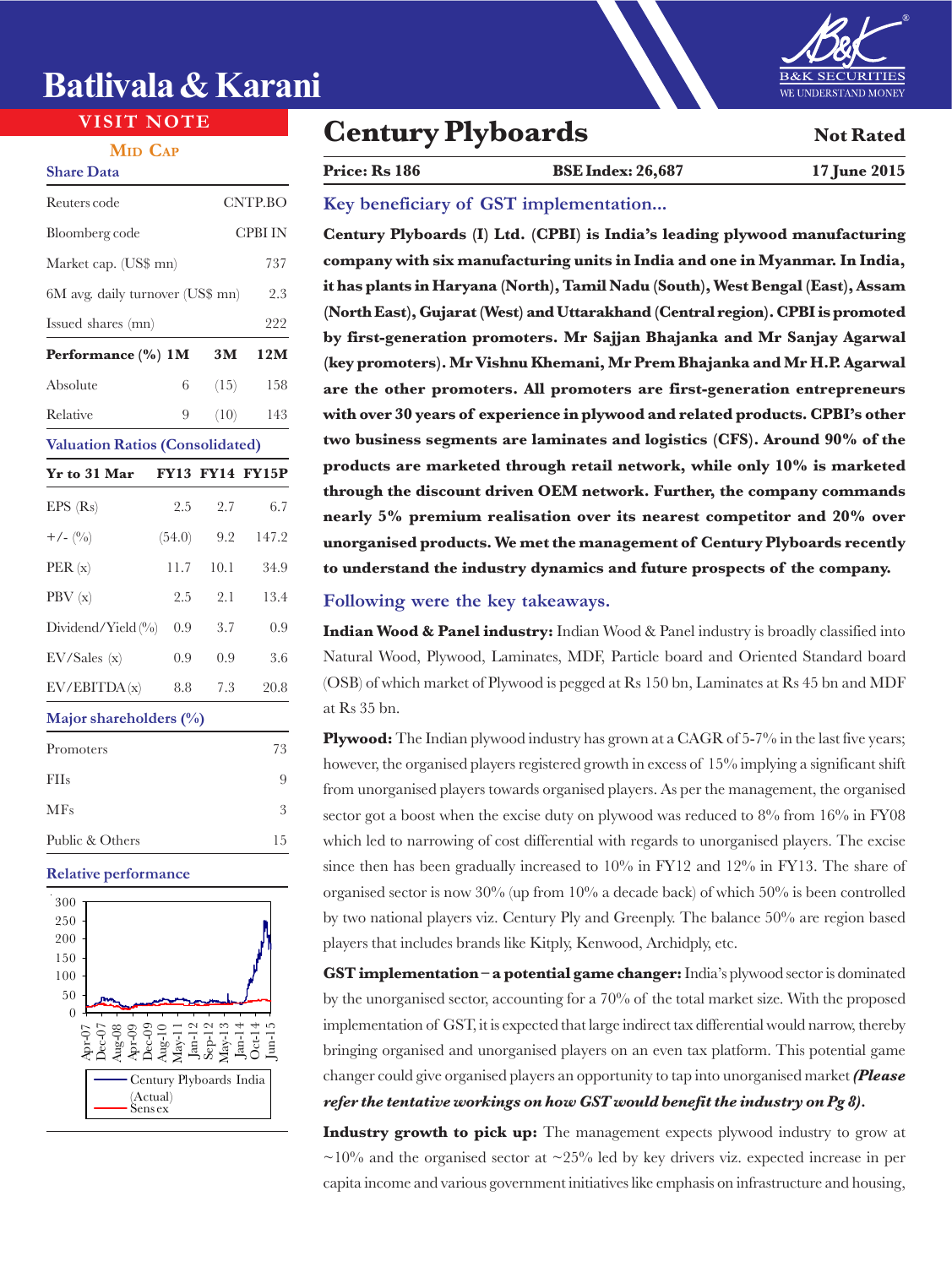# Batlivala & Karani

**VISIT NOTE**

**MID CAP**

## Century Plyboards

**Not Rated**

| Price: Rs 186 | BSE Index: 26,687 | 17 June 2015 |
|---|---|---|

### Share Data

| | |
|---|---|
| Reuters code | CNTP.BO |
| Bloomberg code | CPBI IN |
| Market cap. (US$ mn) | 737 |
| 6M avg. daily turnover (US$ mn) | 2.3 |
| Issued shares (mn) | 222 |

| Performance (%) | 1M | 3M | 12M |
|---|---|---|---|
| Absolute | 6 | (15) | 158 |
| Relative | 9 | (10) | 143 |

### Valuation Ratios (Consolidated)

| Yr to 31 Mar | FY13 | FY14 | FY15P |
|---|---|---|---|
| EPS (Rs) | 2.5 | 2.7 | 6.7 |
| +/- (%) | (54.0) | 9.2 | 147.2 |
| PER (x) | 11.7 | 10.1 | 34.9 |
| PBV (x) | 2.5 | 2.1 | 13.4 |
| Dividend/Yield (%) | 0.9 | 3.7 | 0.9 |
| EV/Sales (x) | 0.9 | 0.9 | 3.6 |
| EV/EBITDA (x) | 8.8 | 7.3 | 20.8 |

### Major shareholders (%)

| | |
|---|---|
| Promoters | 73 |
| FIIs | 9 |
| MFs | 3 |
| Public & Others | 15 |

### Relative performance

Century Plyboards India (Actual) / Sensex

### Key beneficiary of GST implementation...

**Century Plyboards (I) Ltd. (CPBI) is India's leading plywood manufacturing company with six manufacturing units in India and one in Myanmar. In India, it has plants in Haryana (North), Tamil Nadu (South), West Bengal (East), Assam (North East), Gujarat (West) and Uttarakhand (Central region). CPBI is promoted by first-generation promoters. Mr Sajjan Bhajanka and Mr Sanjay Agarwal (key promoters). Mr Vishnu Khemani, Mr Prem Bhajanka and Mr H.P. Agarwal are the other promoters. All promoters are first-generation entrepreneurs with over 30 years of experience in plywood and related products. CPBI's other two business segments are laminates and logistics (CFS). Around 90% of the products are marketed through retail network, while only 10% is marketed through the discount driven OEM network. Further, the company commands nearly 5% premium realisation over its nearest competitor and 20% over unorganised products. We met the management of Century Plyboards recently to understand the industry dynamics and future prospects of the company.**

### Following were the key takeaways.

**Indian Wood & Panel industry:** Indian Wood & Panel industry is broadly classified into Natural Wood, Plywood, Laminates, MDF, Particle board and Oriented Standard board (OSB) of which market of Plywood is pegged at Rs 150 bn, Laminates at Rs 45 bn and MDF at Rs 35 bn.

**Plywood:** The Indian plywood industry has grown at a CAGR of 5-7% in the last five years; however, the organised players registered growth in excess of 15% implying a significant shift from unorganised players towards organised players. As per the management, the organised sector got a boost when the excise duty on plywood was reduced to 8% from 16% in FY08 which led to narrowing of cost differential with regards to unorganised players. The excise since then has been gradually increased to 10% in FY12 and 12% in FY13. The share of organised sector is now 30% (up from 10% a decade back) of which 50% is been controlled by two national players viz. Century Ply and Greenply. The balance 50% are region based players that includes brands like Kitply, Kenwood, Archidply, etc.

**GST implementation – a potential game changer:** India's plywood sector is dominated by the unorganised sector, accounting for a 70% of the total market size. With the proposed implementation of GST, it is expected that large indirect tax differential would narrow, thereby bringing organised and unorganised players on an even tax platform. This potential game changer could give organised players an opportunity to tap into unorganised market ***(Please refer the tentative workings on how GST would benefit the industry on Pg 8).***

**Industry growth to pick up:** The management expects plywood industry to grow at ~10% and the organised sector at ~25% led by key drivers viz. expected increase in per capita income and various government initiatives like emphasis on infrastructure and housing,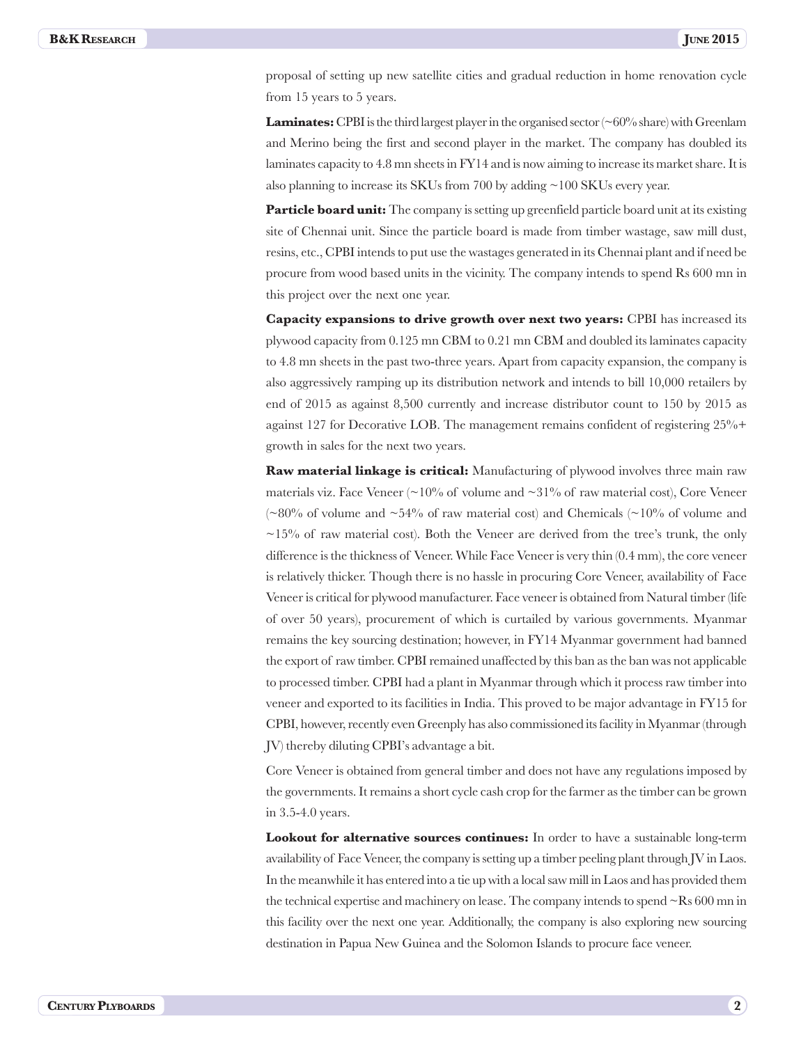proposal of setting up new satellite cities and gradual reduction in home renovation cycle from 15 years to 5 years.

**Laminates:** CPBI is the third largest player in the organised sector (~60% share) with Greenlam and Merino being the first and second player in the market. The company has doubled its laminates capacity to 4.8 mn sheets in FY14 and is now aiming to increase its market share. It is also planning to increase its SKUs from 700 by adding ~100 SKUs every year.

**Particle board unit:** The company is setting up greenfield particle board unit at its existing site of Chennai unit. Since the particle board is made from timber wastage, saw mill dust, resins, etc., CPBI intends to put use the wastages generated in its Chennai plant and if need be procure from wood based units in the vicinity. The company intends to spend Rs 600 mn in this project over the next one year.

**Capacity expansions to drive growth over next two years:** CPBI has increased its plywood capacity from 0.125 mn CBM to 0.21 mn CBM and doubled its laminates capacity to 4.8 mn sheets in the past two-three years. Apart from capacity expansion, the company is also aggressively ramping up its distribution network and intends to bill 10,000 retailers by end of 2015 as against 8,500 currently and increase distributor count to 150 by 2015 as against 127 for Decorative LOB. The management remains confident of registering 25%+ growth in sales for the next two years.

**Raw material linkage is critical:** Manufacturing of plywood involves three main raw materials viz. Face Veneer (~10% of volume and ~31% of raw material cost), Core Veneer (~80% of volume and ~54% of raw material cost) and Chemicals (~10% of volume and ~15% of raw material cost). Both the Veneer are derived from the tree's trunk, the only difference is the thickness of Veneer. While Face Veneer is very thin (0.4 mm), the core veneer is relatively thicker. Though there is no hassle in procuring Core Veneer, availability of Face Veneer is critical for plywood manufacturer. Face veneer is obtained from Natural timber (life of over 50 years), procurement of which is curtailed by various governments. Myanmar remains the key sourcing destination; however, in FY14 Myanmar government had banned the export of raw timber. CPBI remained unaffected by this ban as the ban was not applicable to processed timber. CPBI had a plant in Myanmar through which it process raw timber into veneer and exported to its facilities in India. This proved to be major advantage in FY15 for CPBI, however, recently even Greenply has also commissioned its facility in Myanmar (through JV) thereby diluting CPBI's advantage a bit.

Core Veneer is obtained from general timber and does not have any regulations imposed by the governments. It remains a short cycle cash crop for the farmer as the timber can be grown in 3.5-4.0 years.

**Lookout for alternative sources continues:** In order to have a sustainable long-term availability of Face Veneer, the company is setting up a timber peeling plant through JV in Laos. In the meanwhile it has entered into a tie up with a local saw mill in Laos and has provided them the technical expertise and machinery on lease. The company intends to spend ~Rs 600 mn in this facility over the next one year. Additionally, the company is also exploring new sourcing destination in Papua New Guinea and the Solomon Islands to procure face veneer.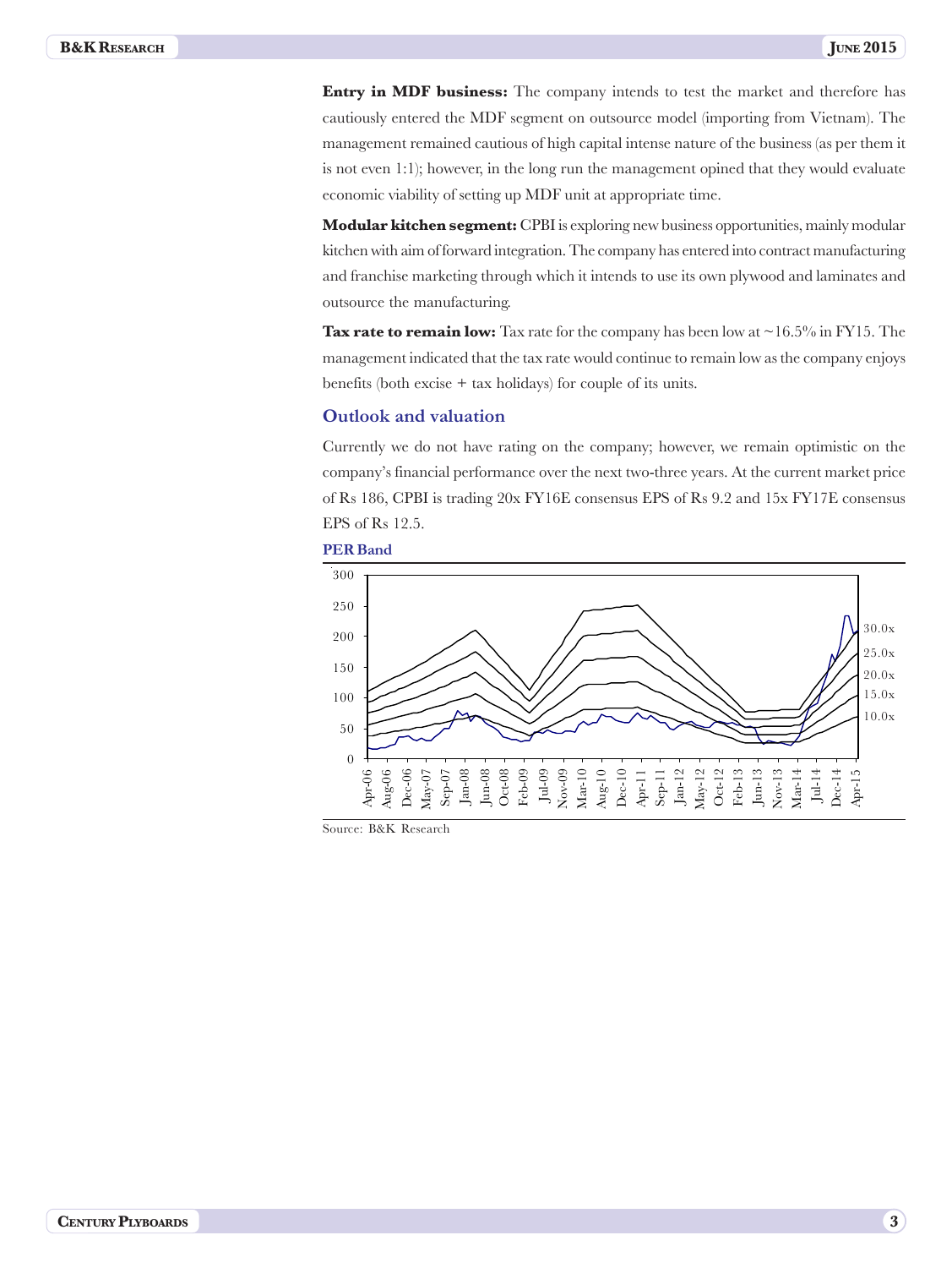**Entry in MDF business:** The company intends to test the market and therefore has cautiously entered the MDF segment on outsource model (importing from Vietnam). The management remained cautious of high capital intense nature of the business (as per them it is not even 1:1); however, in the long run the management opined that they would evaluate economic viability of setting up MDF unit at appropriate time.

**Modular kitchen segment:** CPBI is exploring new business opportunities, mainly modular kitchen with aim of forward integration. The company has entered into contract manufacturing and franchise marketing through which it intends to use its own plywood and laminates and outsource the manufacturing.

**Tax rate to remain low:** Tax rate for the company has been low at ~16.5% in FY15. The management indicated that the tax rate would continue to remain low as the company enjoys benefits (both excise + tax holidays) for couple of its units.

## Outlook and valuation

Currently we do not have rating on the company; however, we remain optimistic on the company's financial performance over the next two-three years. At the current market price of Rs 186, CPBI is trading 20x FY16E consensus EPS of Rs 9.2 and 15x FY17E consensus EPS of Rs 12.5.

**PER Band**

Source: B&K Research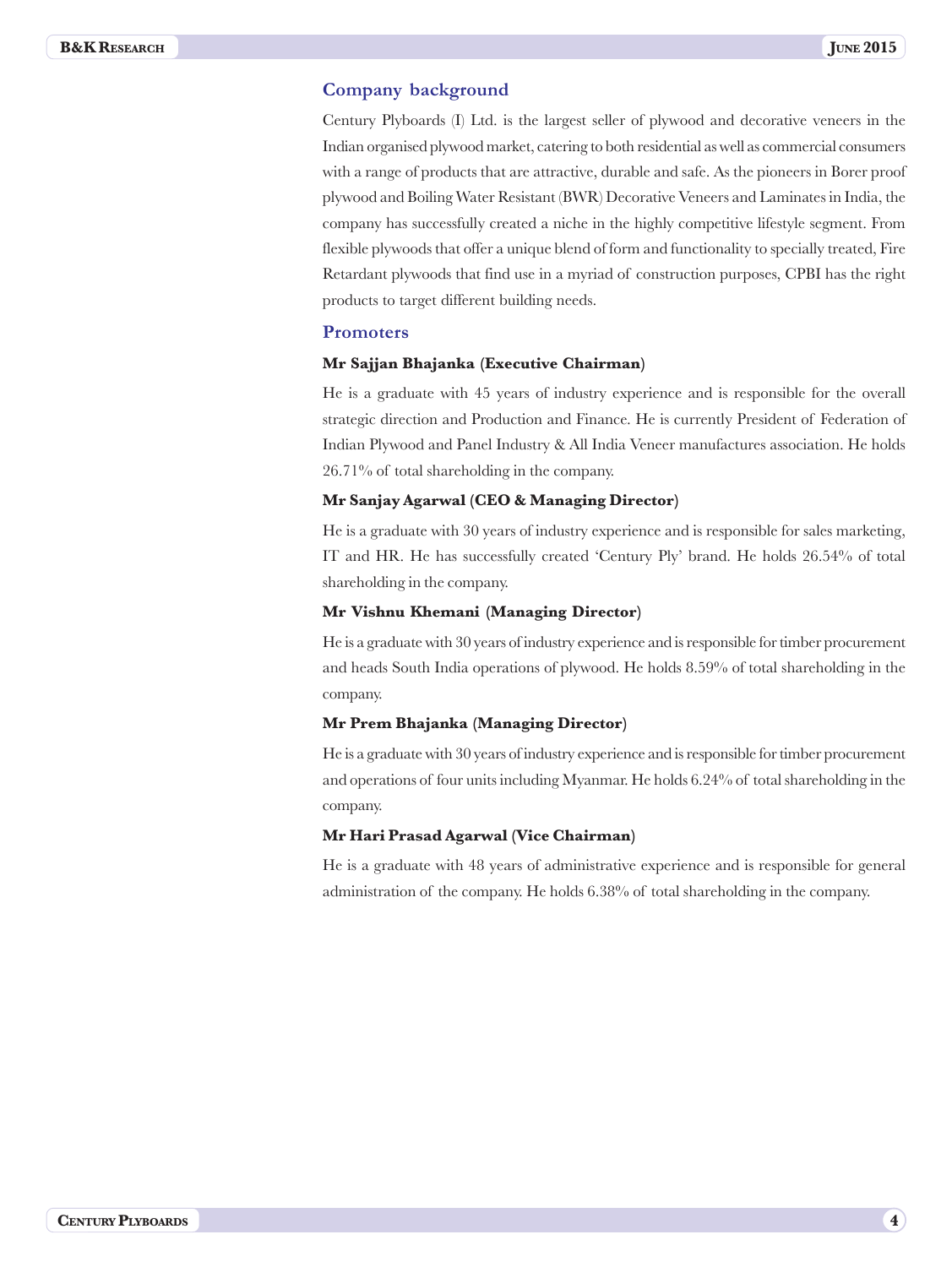## Company background

Century Plyboards (I) Ltd. is the largest seller of plywood and decorative veneers in the Indian organised plywood market, catering to both residential as well as commercial consumers with a range of products that are attractive, durable and safe. As the pioneers in Borer proof plywood and Boiling Water Resistant (BWR) Decorative Veneers and Laminates in India, the company has successfully created a niche in the highly competitive lifestyle segment. From flexible plywoods that offer a unique blend of form and functionality to specially treated, Fire Retardant plywoods that find use in a myriad of construction purposes, CPBI has the right products to target different building needs.

## Promoters

**Mr Sajjan Bhajanka (Executive Chairman)**

He is a graduate with 45 years of industry experience and is responsible for the overall strategic direction and Production and Finance. He is currently President of Federation of Indian Plywood and Panel Industry & All India Veneer manufactures association. He holds 26.71% of total shareholding in the company.

**Mr Sanjay Agarwal (CEO & Managing Director)**

He is a graduate with 30 years of industry experience and is responsible for sales marketing, IT and HR. He has successfully created 'Century Ply' brand. He holds 26.54% of total shareholding in the company.

**Mr Vishnu Khemani (Managing Director)**

He is a graduate with 30 years of industry experience and is responsible for timber procurement and heads South India operations of plywood. He holds 8.59% of total shareholding in the company.

**Mr Prem Bhajanka (Managing Director)**

He is a graduate with 30 years of industry experience and is responsible for timber procurement and operations of four units including Myanmar. He holds 6.24% of total shareholding in the company.

**Mr Hari Prasad Agarwal (Vice Chairman)**

He is a graduate with 48 years of administrative experience and is responsible for general administration of the company. He holds 6.38% of total shareholding in the company.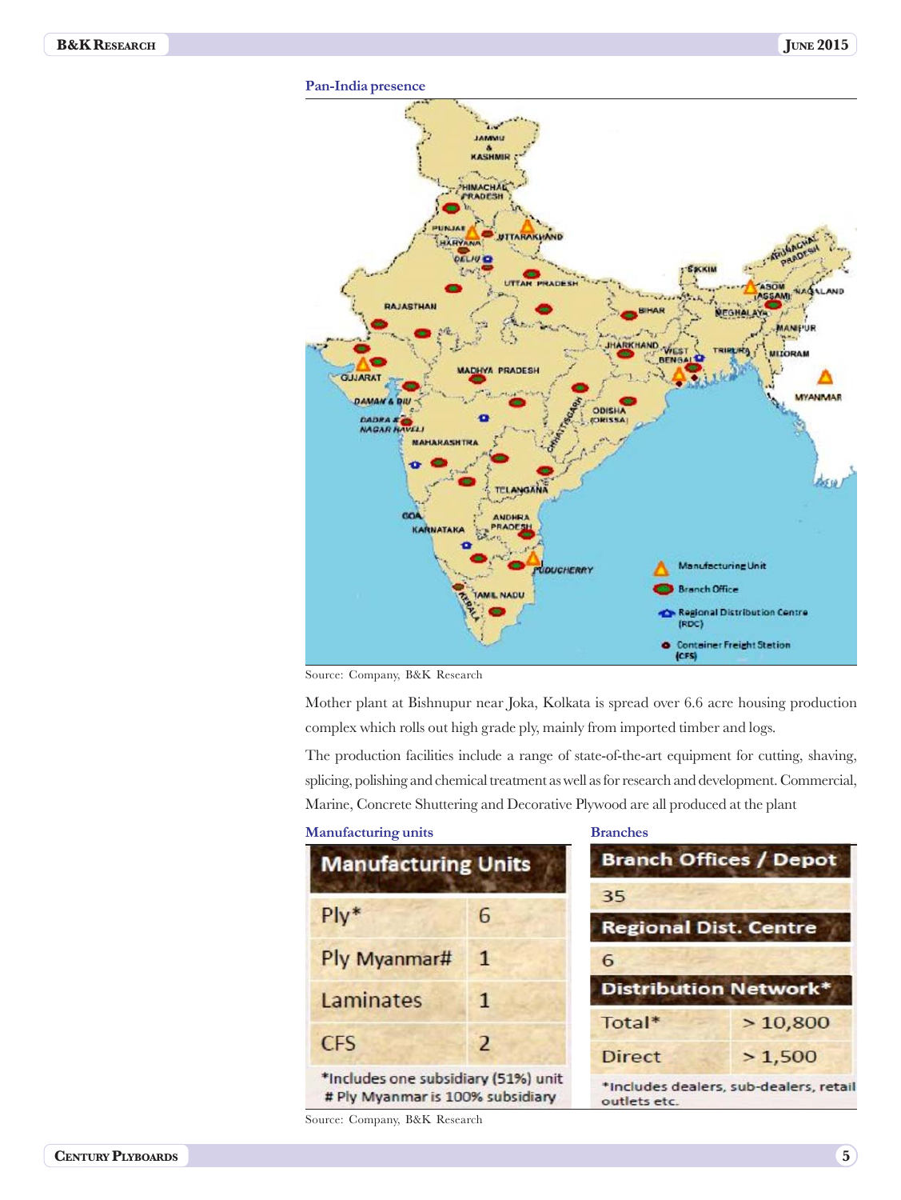### Pan-India presence

Source: Company, B&K Research

Mother plant at Bishnupur near Joka, Kolkata is spread over 6.6 acre housing production complex which rolls out high grade ply, mainly from imported timber and logs.

The production facilities include a range of state-of-the-art equipment for cutting, shaving, splicing, polishing and chemical treatment as well as for research and development. Commercial, Marine, Concrete Shuttering and Decorative Plywood are all produced at the plant

### Manufacturing units

| Manufacturing Units | |
|---|---|
| Ply* | 6 |
| Ply Myanmar# | 1 |
| Laminates | 1 |
| CFS | 2 |

*Includes one subsidiary (51%) unit
# Ply Myanmar is 100% subsidiary

### Branches

| Branch Offices / Depot | |
|---|---|
| 35 | |
| **Regional Dist. Centre** | |
| 6 | |
| **Distribution Network*** | |
| Total* | > 10,800 |
| Direct | > 1,500 |

*Includes dealers, sub-dealers, retail outlets etc.

Source: Company, B&K Research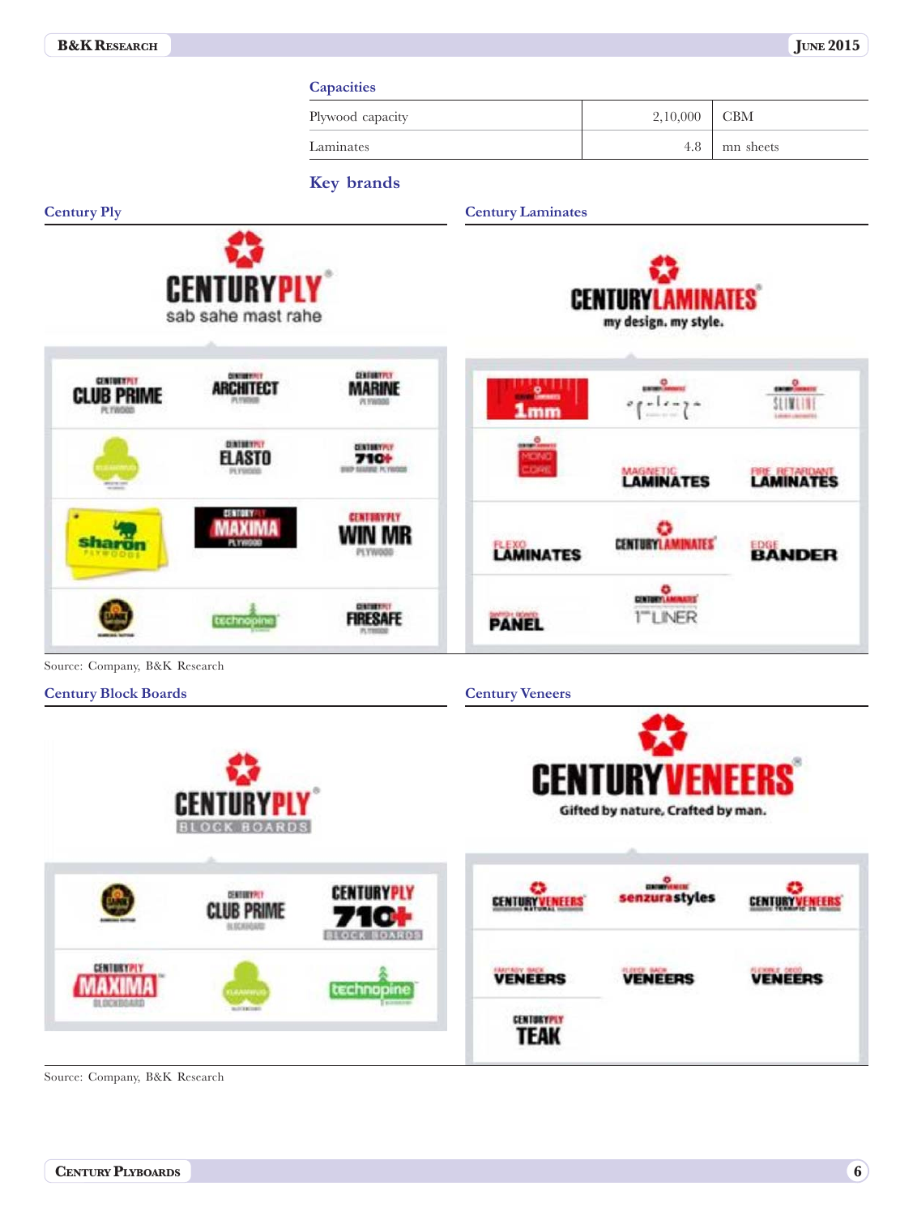### Capacities

| | | |
|---|---:|---|
| Plywood capacity | 2,10,000 | CBM |
| Laminates | 4.8 | mn sheets |

## Key brands

### Century Ply

### Century Laminates

Source: Company, B&K Research

### Century Block Boards

### Century Veneers

Source: Company, B&K Research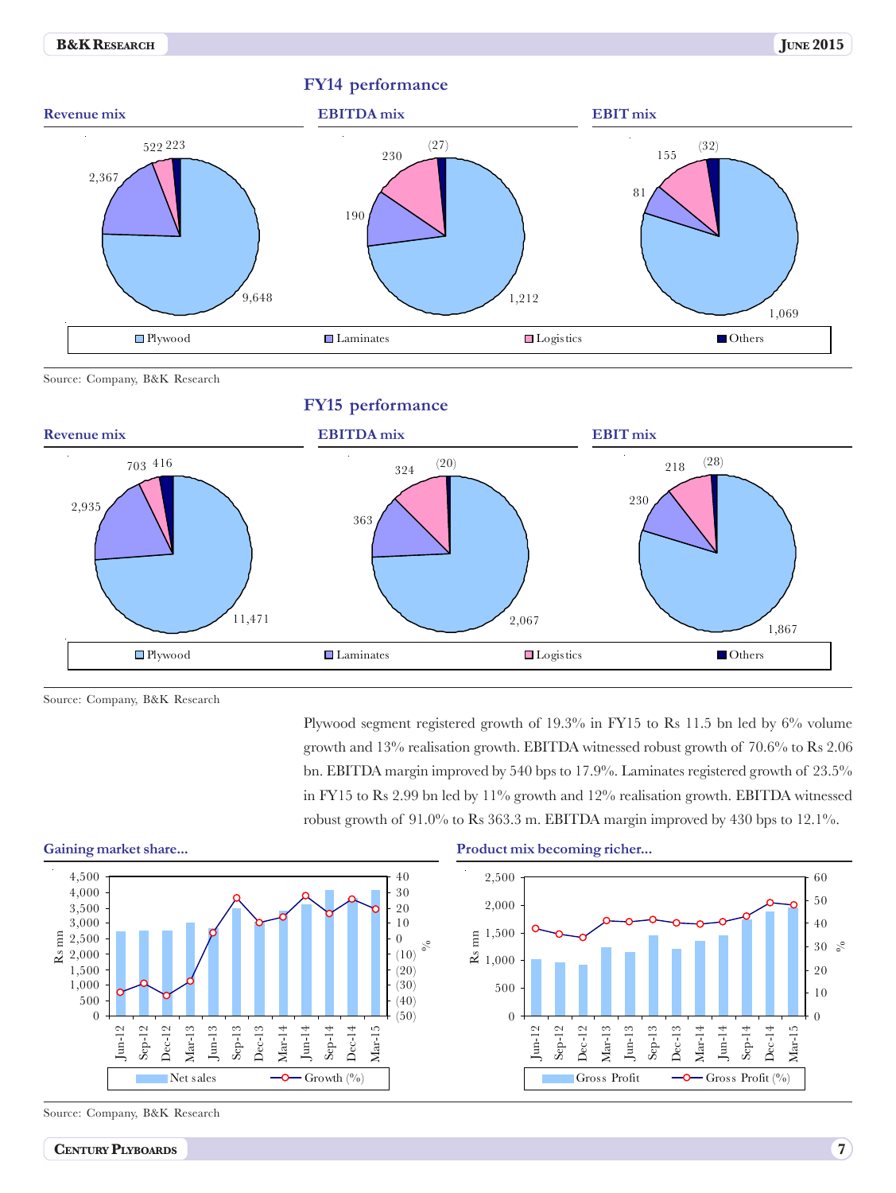## FY14 performance

**Revenue mix**

**EBITDA mix**

**EBIT mix**

| Segment | Revenue | EBITDA | EBIT |
|---|---|---|---|
| Plywood | 9,648 | 1,212 | 1,069 |
| Laminates | 2,367 | 190 | 81 |
| Logistics | 522 | 230 | 155 |
| Others | 223 | (27) | (32) |

Source: Company, B&K Research

## FY15 performance

**Revenue mix**

**EBITDA mix**

**EBIT mix**

| Segment | Revenue | EBITDA | EBIT |
|---|---|---|---|
| Plywood | 11,471 | 2,067 | 1,867 |
| Laminates | 2,935 | 363 | 230 |
| Logistics | 703 | 324 | 218 |
| Others | 416 | (20) | (28) |

Source: Company, B&K Research

Plywood segment registered growth of 19.3% in FY15 to Rs 11.5 bn led by 6% volume growth and 13% realisation growth. EBITDA witnessed robust growth of 70.6% to Rs 2.06 bn. EBITDA margin improved by 540 bps to 17.9%. Laminates registered growth of 23.5% in FY15 to Rs 2.99 bn led by 11% growth and 12% realisation growth. EBITDA witnessed robust growth of 91.0% to Rs 363.3 m. EBITDA margin improved by 430 bps to 12.1%.

**Gaining market share...**

**Product mix becoming richer...**

Source: Company, B&K Research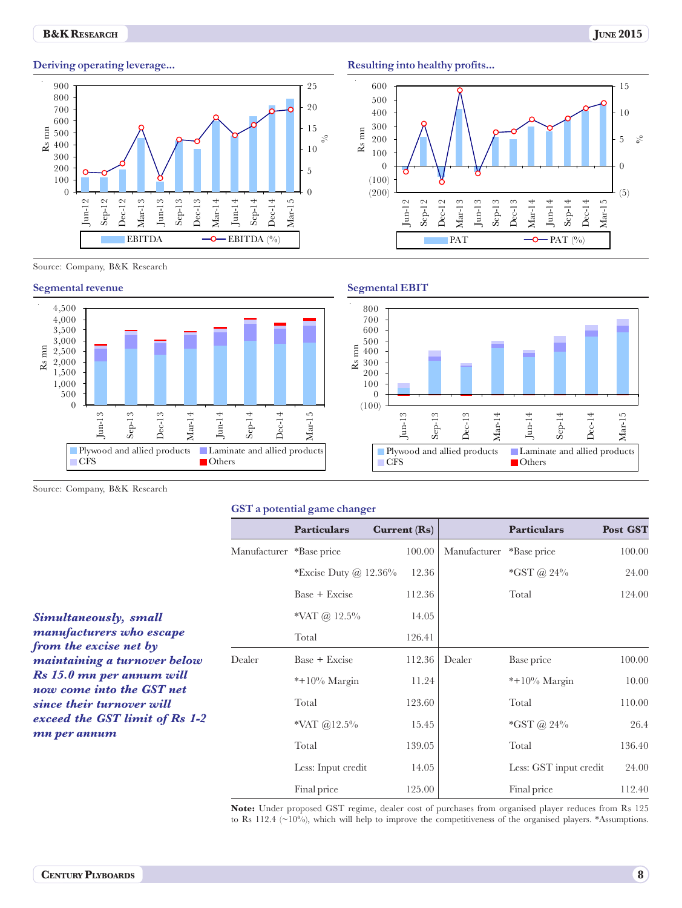### Deriving operating leverage...

### Resulting into healthy profits...

Source: Company, B&K Research

### Segmental revenue

### Segmental EBIT

Source: Company, B&K Research

### GST a potential game changer

*Simultaneously, small manufacturers who escape from the excise net by maintaining a turnover below Rs 15.0 mn per annum will now come into the GST net since their turnover will exceed the GST limit of Rs 1-2 mn per annum*

| | Particulars | Current (Rs) | | Particulars | Post GST |
|---|---|---|---|---|---|
| Manufacturer | *Base price | 100.00 | Manufacturer | *Base price | 100.00 |
| | *Excise Duty @ 12.36% | 12.36 | | *GST @ 24% | 24.00 |
| | Base + Excise | 112.36 | | Total | 124.00 |
| | *VAT @ 12.5% | 14.05 | | | |
| | Total | 126.41 | | | |
| Dealer | Base + Excise | 112.36 | Dealer | Base price | 100.00 |
| | *+10% Margin | 11.24 | | *+10% Margin | 10.00 |
| | Total | 123.60 | | Total | 110.00 |
| | *VAT @12.5% | 15.45 | | *GST @ 24% | 26.4 |
| | Total | 139.05 | | Total | 136.40 |
| | Less: Input credit | 14.05 | | Less: GST input credit | 24.00 |
| | Final price | 125.00 | | Final price | 112.40 |

**Note:** Under proposed GST regime, dealer cost of purchases from organised player reduces from Rs 125 to Rs 112.4 (~10%), which will help to improve the competitiveness of the organised players. *Assumptions.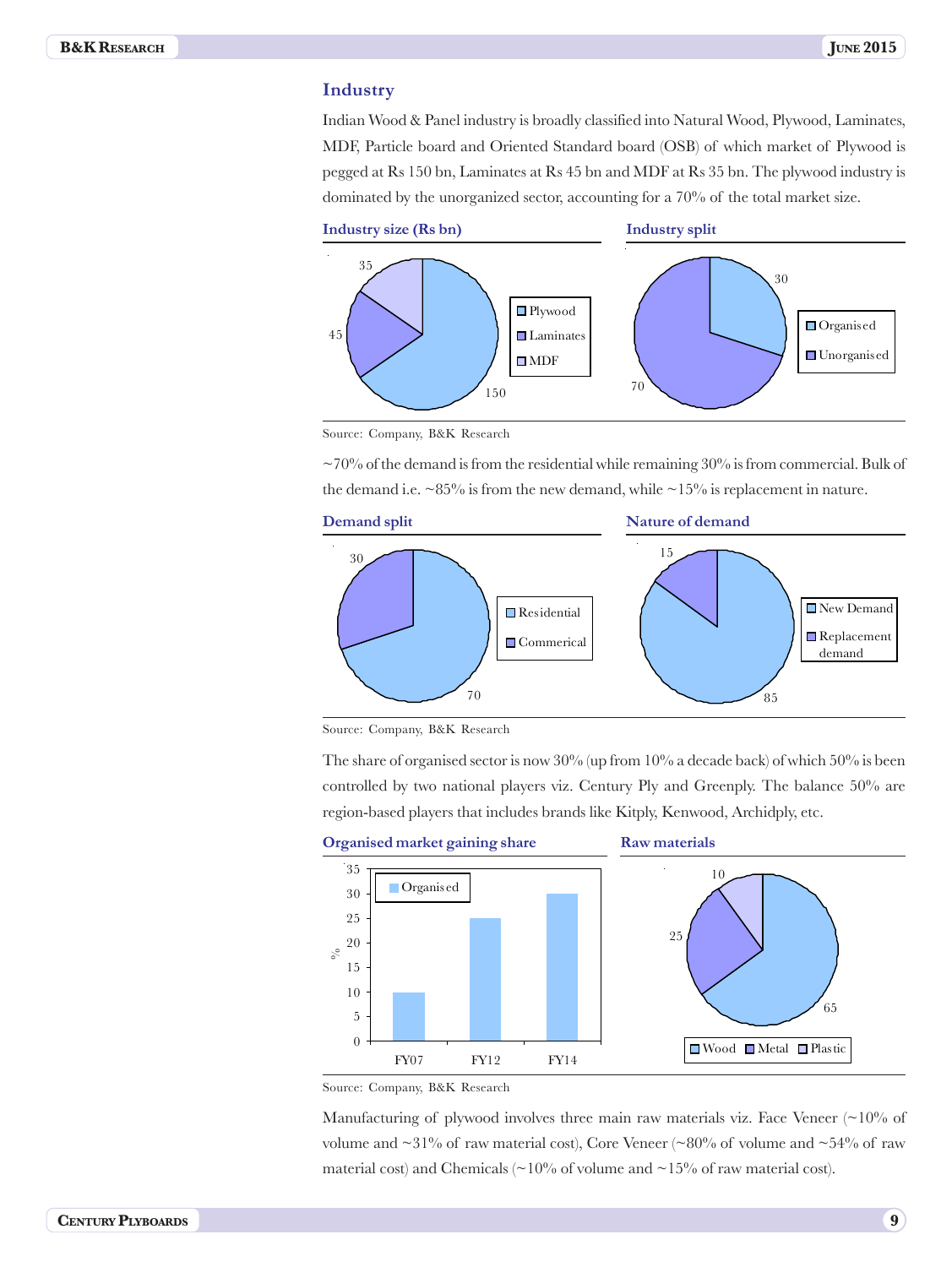## Industry

Indian Wood & Panel industry is broadly classified into Natural Wood, Plywood, Laminates, MDF, Particle board and Oriented Standard board (OSB) of which market of Plywood is pegged at Rs 150 bn, Laminates at Rs 45 bn and MDF at Rs 35 bn. The plywood industry is dominated by the unorganized sector, accounting for a 70% of the total market size.

**Industry size (Rs bn)**

| Segment | Rs bn |
|---|---|
| Plywood | 150 |
| Laminates | 45 |
| MDF | 35 |

**Industry split**

| Segment | % |
|---|---|
| Organised | 30 |
| Unorganised | 70 |

Source: Company, B&K Research

~70% of the demand is from the residential while remaining 30% is from commercial. Bulk of the demand i.e. ~85% is from the new demand, while ~15% is replacement in nature.

**Demand split**

| Segment | % |
|---|---|
| Residential | 70 |
| Commerical | 30 |

**Nature of demand**

| Segment | % |
|---|---|
| New Demand | 85 |
| Replacement demand | 15 |

Source: Company, B&K Research

The share of organised sector is now 30% (up from 10% a decade back) of which 50% is been controlled by two national players viz. Century Ply and Greenply. The balance 50% are region-based players that includes brands like Kitply, Kenwood, Archidply, etc.

**Organised market gaining share**

| Year | Organised (%) |
|---|---|
| FY07 | 10 |
| FY12 | 25 |
| FY14 | 30 |

**Raw materials**

| Material | % |
|---|---|
| Wood | 65 |
| Metal | 25 |
| Plastic | 10 |

Source: Company, B&K Research

Manufacturing of plywood involves three main raw materials viz. Face Veneer (~10% of volume and ~31% of raw material cost), Core Veneer (~80% of volume and ~54% of raw material cost) and Chemicals (~10% of volume and ~15% of raw material cost).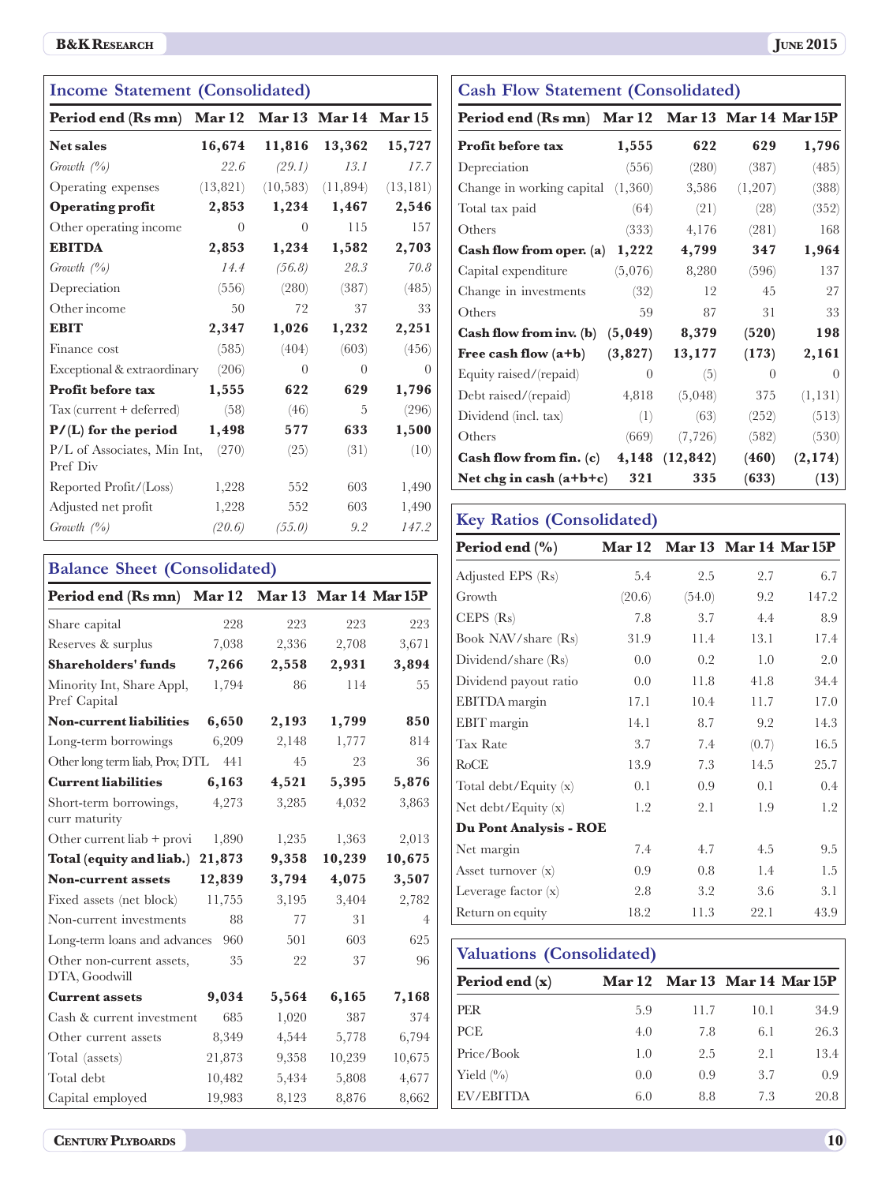## Income Statement (Consolidated)

| Period end (Rs mn) | Mar 12 | Mar 13 | Mar 14 | Mar 15 |
|---|---|---|---|---|
| **Net sales** | **16,674** | **11,816** | **13,362** | **15,727** |
| *Growth (%)* | *22.6* | *(29.1)* | *13.1* | *17.7* |
| Operating expenses | (13,821) | (10,583) | (11,894) | (13,181) |
| **Operating profit** | **2,853** | **1,234** | **1,467** | **2,546** |
| Other operating income | 0 | 0 | 115 | 157 |
| **EBITDA** | **2,853** | **1,234** | **1,582** | **2,703** |
| *Growth (%)* | *14.4* | *(56.8)* | *28.3* | *70.8* |
| Depreciation | (556) | (280) | (387) | (485) |
| Other income | 50 | 72 | 37 | 33 |
| **EBIT** | **2,347** | **1,026** | **1,232** | **2,251** |
| Finance cost | (585) | (404) | (603) | (456) |
| Exceptional & extraordinary | (206) | 0 | 0 | 0 |
| **Profit before tax** | **1,555** | **622** | **629** | **1,796** |
| Tax (current + deferred) | (58) | (46) | 5 | (296) |
| **P/(L) for the period** | **1,498** | **577** | **633** | **1,500** |
| P/L of Associates, Min Int, Pref Div | (270) | (25) | (31) | (10) |
| Reported Profit/(Loss) | 1,228 | 552 | 603 | 1,490 |
| Adjusted net profit | 1,228 | 552 | 603 | 1,490 |
| *Growth (%)* | *(20.6)* | *(55.0)* | *9.2* | *147.2* |

## Balance Sheet (Consolidated)

| Period end (Rs mn) | Mar 12 | Mar 13 | Mar 14 | Mar 15P |
|---|---|---|---|---|
| Share capital | 228 | 223 | 223 | 223 |
| Reserves & surplus | 7,038 | 2,336 | 2,708 | 3,671 |
| **Shareholders' funds** | **7,266** | **2,558** | **2,931** | **3,894** |
| Minority Int, Share Appl, Pref Capital | 1,794 | 86 | 114 | 55 |
| **Non-current liabilities** | **6,650** | **2,193** | **1,799** | **850** |
| Long-term borrowings | 6,209 | 2,148 | 1,777 | 814 |
| Other long term liab, Prov, DTL | 441 | 45 | 23 | 36 |
| **Current liabilities** | **6,163** | **4,521** | **5,395** | **5,876** |
| Short-term borrowings, curr maturity | 4,273 | 3,285 | 4,032 | 3,863 |
| Other current liab + provi | 1,890 | 1,235 | 1,363 | 2,013 |
| **Total (equity and liab.)** | **21,873** | **9,358** | **10,239** | **10,675** |
| **Non-current assets** | **12,839** | **3,794** | **4,075** | **3,507** |
| Fixed assets (net block) | 11,755 | 3,195 | 3,404 | 2,782 |
| Non-current investments | 88 | 77 | 31 | 4 |
| Long-term loans and advances | 960 | 501 | 603 | 625 |
| Other non-current assets, DTA, Goodwill | 35 | 22 | 37 | 96 |
| **Current assets** | **9,034** | **5,564** | **6,165** | **7,168** |
| Cash & current investment | 685 | 1,020 | 387 | 374 |
| Other current assets | 8,349 | 4,544 | 5,778 | 6,794 |
| Total (assets) | 21,873 | 9,358 | 10,239 | 10,675 |
| Total debt | 10,482 | 5,434 | 5,808 | 4,677 |
| Capital employed | 19,983 | 8,123 | 8,876 | 8,662 |

## Cash Flow Statement (Consolidated)

| Period end (Rs mn) | Mar 12 | Mar 13 | Mar 14 | Mar 15P |
|---|---|---|---|---|
| **Profit before tax** | **1,555** | **622** | **629** | **1,796** |
| Depreciation | (556) | (280) | (387) | (485) |
| Change in working capital | (1,360) | 3,586 | (1,207) | (388) |
| Total tax paid | (64) | (21) | (28) | (352) |
| Others | (333) | 4,176 | (281) | 168 |
| **Cash flow from oper. (a)** | **1,222** | **4,799** | **347** | **1,964** |
| Capital expenditure | (5,076) | 8,280 | (596) | 137 |
| Change in investments | (32) | 12 | 45 | 27 |
| Others | 59 | 87 | 31 | 33 |
| **Cash flow from inv. (b)** | **(5,049)** | **8,379** | **(520)** | **198** |
| **Free cash flow (a+b)** | **(3,827)** | **13,177** | **(173)** | **2,161** |
| Equity raised/(repaid) | 0 | (5) | 0 | 0 |
| Debt raised/(repaid) | 4,818 | (5,048) | 375 | (1,131) |
| Dividend (incl. tax) | (1) | (63) | (252) | (513) |
| Others | (669) | (7,726) | (582) | (530) |
| **Cash flow from fin. (c)** | **4,148** | **(12,842)** | **(460)** | **(2,174)** |
| **Net chg in cash (a+b+c)** | **321** | **335** | **(633)** | **(13)** |

## Key Ratios (Consolidated)

| Period end (%) | Mar 12 | Mar 13 | Mar 14 | Mar 15P |
|---|---|---|---|---|
| Adjusted EPS (Rs) | 5.4 | 2.5 | 2.7 | 6.7 |
| Growth | (20.6) | (54.0) | 9.2 | 147.2 |
| CEPS (Rs) | 7.8 | 3.7 | 4.4 | 8.9 |
| Book NAV/share (Rs) | 31.9 | 11.4 | 13.1 | 17.4 |
| Dividend/share (Rs) | 0.0 | 0.2 | 1.0 | 2.0 |
| Dividend payout ratio | 0.0 | 11.8 | 41.8 | 34.4 |
| EBITDA margin | 17.1 | 10.4 | 11.7 | 17.0 |
| EBIT margin | 14.1 | 8.7 | 9.2 | 14.3 |
| Tax Rate | 3.7 | 7.4 | (0.7) | 16.5 |
| RoCE | 13.9 | 7.3 | 14.5 | 25.7 |
| Total debt/Equity (x) | 0.1 | 0.9 | 0.1 | 0.4 |
| Net debt/Equity (x) | 1.2 | 2.1 | 1.9 | 1.2 |
| **Du Pont Analysis - ROE** | | | | |
| Net margin | 7.4 | 4.7 | 4.5 | 9.5 |
| Asset turnover (x) | 0.9 | 0.8 | 1.4 | 1.5 |
| Leverage factor (x) | 2.8 | 3.2 | 3.6 | 3.1 |
| Return on equity | 18.2 | 11.3 | 22.1 | 43.9 |

## Valuations (Consolidated)

| Period end (x) | Mar 12 | Mar 13 | Mar 14 | Mar 15P |
|---|---|---|---|---|
| PER | 5.9 | 11.7 | 10.1 | 34.9 |
| PCE | 4.0 | 7.8 | 6.1 | 26.3 |
| Price/Book | 1.0 | 2.5 | 2.1 | 13.4 |
| Yield (%) | 0.0 | 0.9 | 3.7 | 0.9 |
| EV/EBITDA | 6.0 | 8.8 | 7.3 | 20.8 |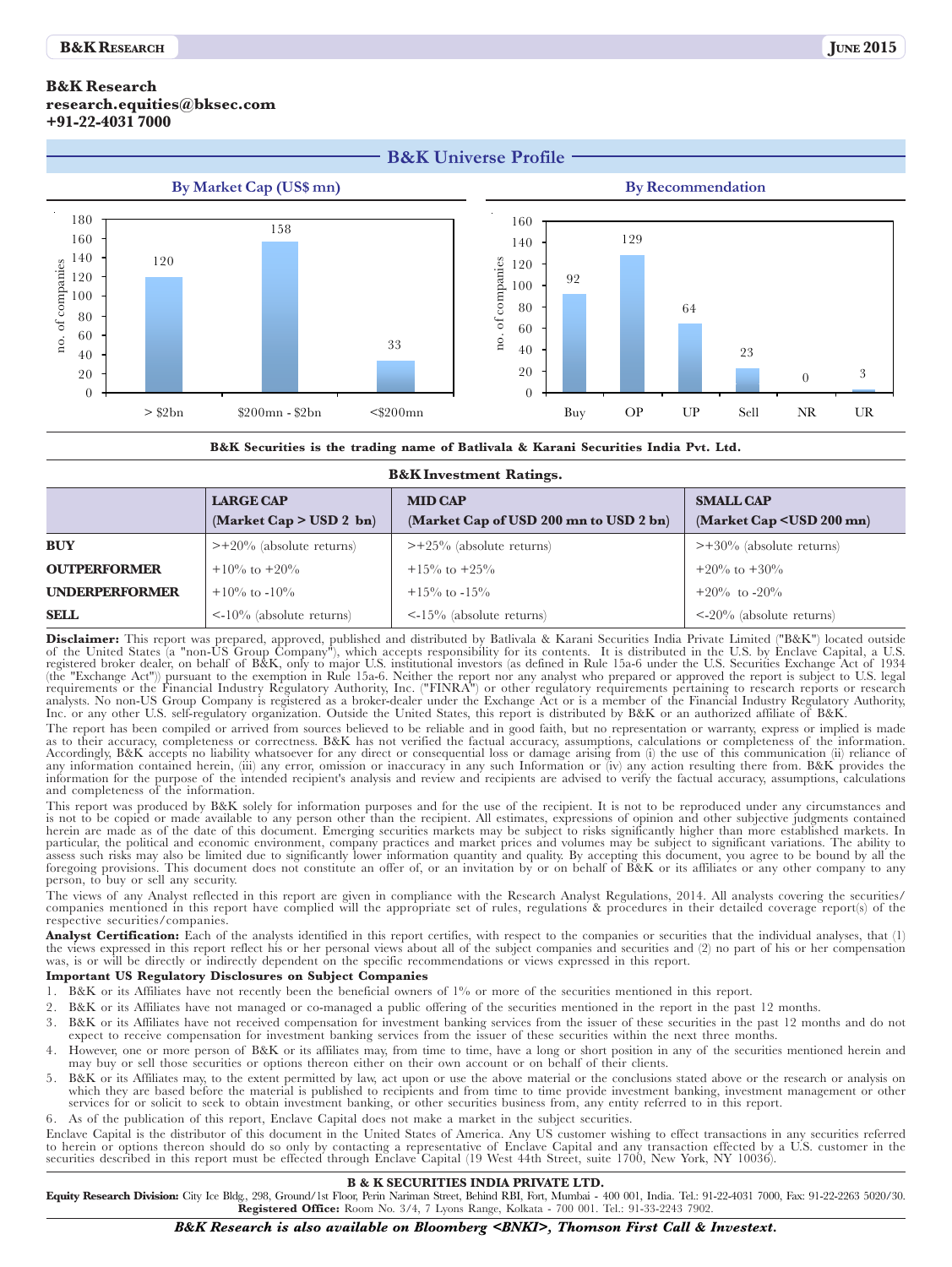**B&K Research**
**research.equities@bksec.com**
**+91-22-4031 7000**

## B&K Universe Profile

### By Market Cap (US$ mn)

no. of companies

180
160
140
120
100
80
60
40
20
0

120
158
33

> $2bn
$200mn - $2bn
<$200mn

### By Recommendation

no. of companies

160
140
120
100
80
60
40
20
0

92
129
64
23
0
3

Buy
OP
UP
Sell
NR
UR

**B&K Securities is the trading name of Batlivala & Karani Securities India Pvt. Ltd.**

**B&K Investment Ratings.**

| | **LARGE CAP (Market Cap > USD 2 bn)** | **MID CAP (Market Cap of USD 200 mn to USD 2 bn)** | **SMALL CAP (Market Cap <USD 200 mn)** |
|---|---|---|---|
| **BUY** | >+20% (absolute returns) | >+25% (absolute returns) | >+30% (absolute returns) |
| **OUTPERFORMER** | +10% to +20% | +15% to +25% | +20% to +30% |
| **UNDERPERFORMER** | +10% to -10% | +15% to -15% | +20% to -20% |
| **SELL** | <-10% (absolute returns) | <-15% (absolute returns) | <-20% (absolute returns) |

**Disclaimer:** This report was prepared, approved, published and distributed by Batlivala & Karani Securities India Private Limited ("B&K") located outside of the United States (a "non-US Group Company"), which accepts responsibility for its contents. It is distributed in the U.S. by Enclave Capital, a U.S. registered broker dealer, on behalf of B&K, only to major U.S. institutional investors (as defined in Rule 15a-6 under the U.S. Securities Exchange Act of 1934 (the "Exchange Act")) pursuant to the exemption in Rule 15a-6. Neither the report nor any analyst who prepared or approved the report is subject to U.S. legal requirements or the Financial Industry Regulatory Authority, Inc. ("FINRA") or other regulatory requirements pertaining to research reports or research analysts. No non-US Group Company is registered as a broker-dealer under the Exchange Act or is a member of the Financial Industry Regulatory Authority, Inc. or any other U.S. self-regulatory organization. Outside the United States, this report is distributed by B&K or an authorized affiliate of B&K.

The report has been compiled or arrived from sources believed to be reliable and in good faith, but no representation or warranty, express or implied is made as to their accuracy, completeness or correctness. B&K has not verified the factual accuracy, assumptions, calculations or completeness of the information. Accordingly, B&K accepts no liability whatsoever for any direct or consequential loss or damage arising from (i) the use of this communication (ii) reliance of any information contained herein, (iii) any error, omission or inaccuracy in any such Information or (iv) any action resulting there from. B&K provides the information for the purpose of the intended recipient's analysis and review and recipients are advised to verify the factual accuracy, assumptions, calculations and completeness of the information.

This report was produced by B&K solely for information purposes and for the use of the recipient. It is not to be reproduced under any circumstances and is not to be copied or made available to any person other than the recipient. All estimates, expressions of opinion and other subjective judgments contained herein are made as of the date of this document. Emerging securities markets may be subject to risks significantly higher than more established markets. In particular, the political and economic environment, company practices and market prices and volumes may be subject to significant variations. The ability to assess such risks may also be limited due to significantly lower information quantity and quality. By accepting this document, you agree to be bound by all the foregoing provisions. This document does not constitute an offer of, or an invitation by or on behalf of B&K or its affiliates or any other company to any person, to buy or sell any security.

The views of any Analyst reflected in this report are given in compliance with the Research Analyst Regulations, 2014. All analysts covering the securities/companies mentioned in this report have complied will the appropriate set of rules, regulations & procedures in their detailed coverage report(s) of the respective securities/companies.

**Analyst Certification:** Each of the analysts identified in this report certifies, with respect to the companies or securities that the individual analyses, that (1) the views expressed in this report reflect his or her personal views about all of the subject companies and securities and (2) no part of his or her compensation was, is or will be directly or indirectly dependent on the specific recommendations or views expressed in this report.

**Important US Regulatory Disclosures on Subject Companies**

1. B&K or its Affiliates have not recently been the beneficial owners of 1% or more of the securities mentioned in this report.
2. B&K or its Affiliates have not managed or co-managed a public offering of the securities mentioned in the report in the past 12 months.
3. B&K or its Affiliates have not received compensation for investment banking services from the issuer of these securities in the past 12 months and do not expect to receive compensation for investment banking services from the issuer of these securities within the next three months.
4. However, one or more person of B&K or its affiliates may, from time to time, have a long or short position in any of the securities mentioned herein and may buy or sell those securities or options thereon either on their own account or on behalf of their clients.
5. B&K or its Affiliates may, to the extent permitted by law, act upon or use the above material or the conclusions stated above or the research or analysis on which they are based before the material is published to recipients and from time to time provide investment banking, investment management or other services for or solicit to seek to obtain investment banking, or other securities business from, any entity referred to in this report.
6. As of the publication of this report, Enclave Capital does not make a market in the subject securities.

Enclave Capital is the distributor of this document in the United States of America. Any US customer wishing to effect transactions in any securities referred to herein or options thereon should do so only by contacting a representative of Enclave Capital and any transaction effected by a U.S. customer in the securities described in this report must be effected through Enclave Capital (19 West 44th Street, suite 1700, New York, NY 10036).

**B & K SECURITIES INDIA PRIVATE LTD.**

**Equity Research Division:** City Ice Bldg., 298, Ground/1st Floor, Perin Nariman Street, Behind RBI, Fort, Mumbai - 400 001, India. Tel.: 91-22-4031 7000, Fax: 91-22-2263 5020/30.
**Registered Office:** Room No. 3/4, 7 Lyons Range, Kolkata - 700 001. Tel.: 91-33-2243 7902.

***B&K Research is also available on Bloomberg <BNKI>, Thomson First Call & Investext.***